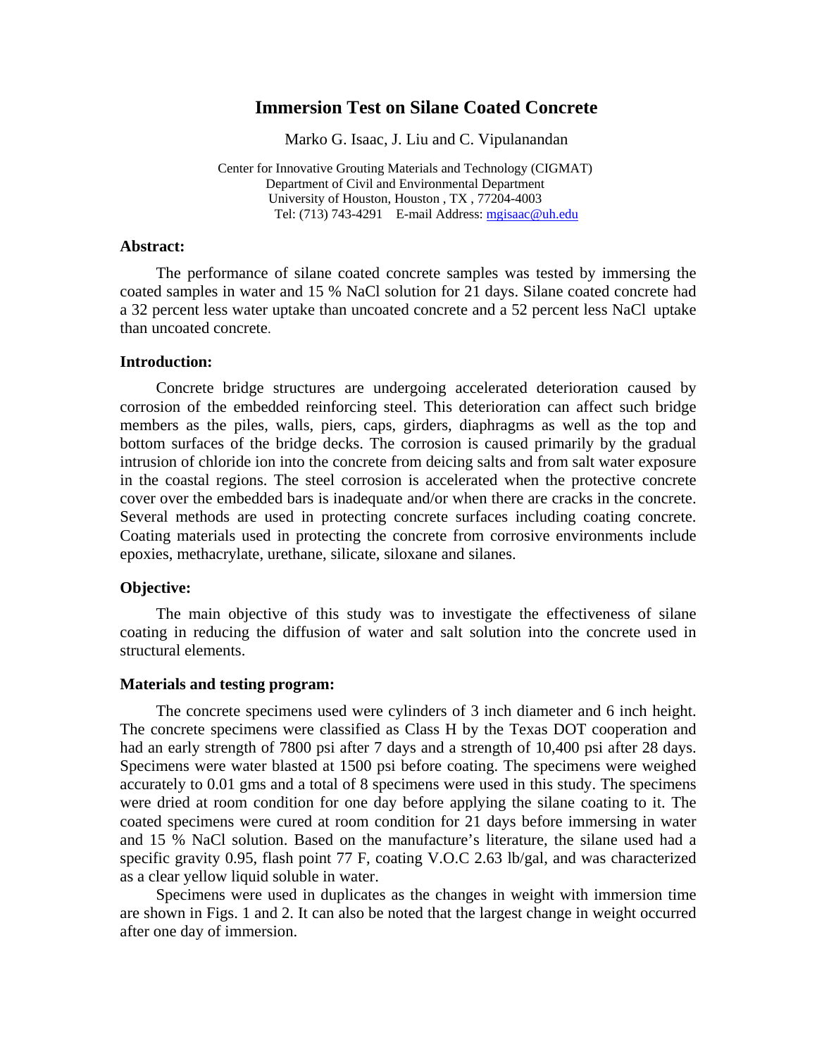# Immersion Test on Silane Coated Concrete

Marko G. Isaac, J. Liu and C. Vipulanandan

Center for Innovative Grouting Materials and Technology (CIGMAT)
Department of Civil and Environmental Department
University of Houston, Houston , TX , 77204-4003
Tel: (713) 743-4291 E-mail Address: mgisaac@uh.edu

**Abstract:**

The performance of silane coated concrete samples was tested by immersing the coated samples in water and 15 % NaCl solution for 21 days. Silane coated concrete had a 32 percent less water uptake than uncoated concrete and a 52 percent less NaCl uptake than uncoated concrete.

**Introduction:**

Concrete bridge structures are undergoing accelerated deterioration caused by corrosion of the embedded reinforcing steel. This deterioration can affect such bridge members as the piles, walls, piers, caps, girders, diaphragms as well as the top and bottom surfaces of the bridge decks. The corrosion is caused primarily by the gradual intrusion of chloride ion into the concrete from deicing salts and from salt water exposure in the coastal regions. The steel corrosion is accelerated when the protective concrete cover over the embedded bars is inadequate and/or when there are cracks in the concrete. Several methods are used in protecting concrete surfaces including coating concrete. Coating materials used in protecting the concrete from corrosive environments include epoxies, methacrylate, urethane, silicate, siloxane and silanes.

**Objective:**

The main objective of this study was to investigate the effectiveness of silane coating in reducing the diffusion of water and salt solution into the concrete used in structural elements.

**Materials and testing program:**

The concrete specimens used were cylinders of 3 inch diameter and 6 inch height. The concrete specimens were classified as Class H by the Texas DOT cooperation and had an early strength of 7800 psi after 7 days and a strength of 10,400 psi after 28 days. Specimens were water blasted at 1500 psi before coating. The specimens were weighed accurately to 0.01 gms and a total of 8 specimens were used in this study. The specimens were dried at room condition for one day before applying the silane coating to it. The coated specimens were cured at room condition for 21 days before immersing in water and 15 % NaCl solution. Based on the manufacture's literature, the silane used had a specific gravity 0.95, flash point 77 F, coating V.O.C 2.63 lb/gal, and was characterized as a clear yellow liquid soluble in water.

Specimens were used in duplicates as the changes in weight with immersion time are shown in Figs. 1 and 2. It can also be noted that the largest change in weight occurred after one day of immersion.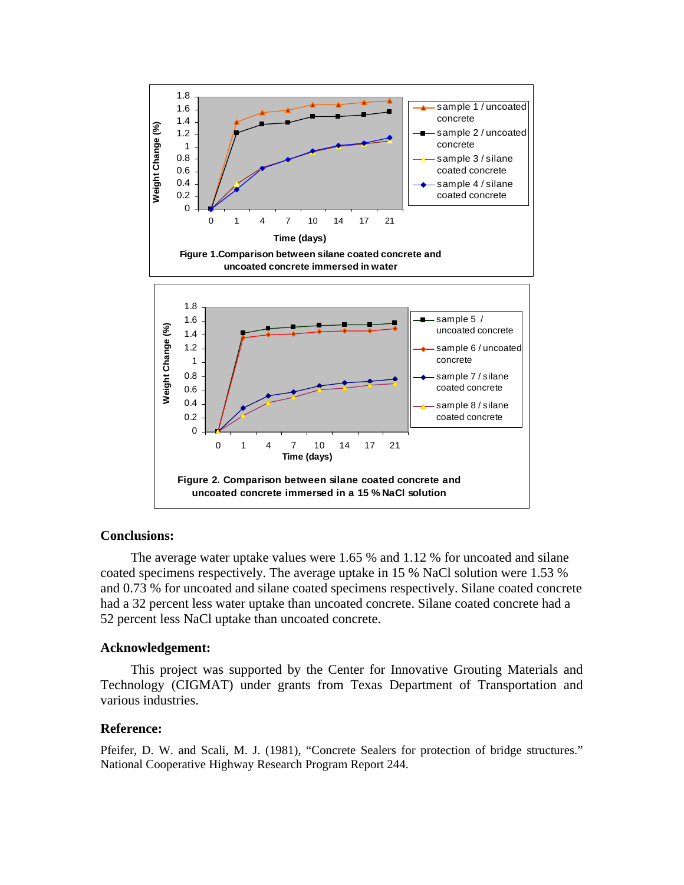1.8
1.6
1.4
1.2
1
0.8
0.6
0.4
0.2
0

Weight Change (%)

0 1 4 7 10 14 17 21

Time (days)

sample 1 / uncoated concrete

sample 2 / uncoated concrete

sample 3 / silane coated concrete

sample 4 / silane coated concrete

**Figure 1.Comparison between silane coated concrete and uncoated concrete immersed in water**

1.8
1.6
1.4
1.2
1
0.8
0.6
0.4
0.2
0

Weight Change (%)

0 1 4 7 10 14 17 21

Time (days)

sample 5 / uncoated concrete

sample 6 / uncoated concrete

sample 7 / silane coated concrete

sample 8 / silane coated concrete

**Figure 2. Comparison between silane coated concrete and uncoated concrete immersed in a 15 % NaCl solution**

## Conclusions:

The average water uptake values were 1.65 % and 1.12 % for uncoated and silane coated specimens respectively. The average uptake in 15 % NaCl solution were 1.53 % and 0.73 % for uncoated and silane coated specimens respectively. Silane coated concrete had a 32 percent less water uptake than uncoated concrete. Silane coated concrete had a 52 percent less NaCl uptake than uncoated concrete.

## Acknowledgement:

This project was supported by the Center for Innovative Grouting Materials and Technology (CIGMAT) under grants from Texas Department of Transportation and various industries.

## Reference:

Pfeifer, D. W. and Scali, M. J. (1981), "Concrete Sealers for protection of bridge structures." National Cooperative Highway Research Program Report 244.